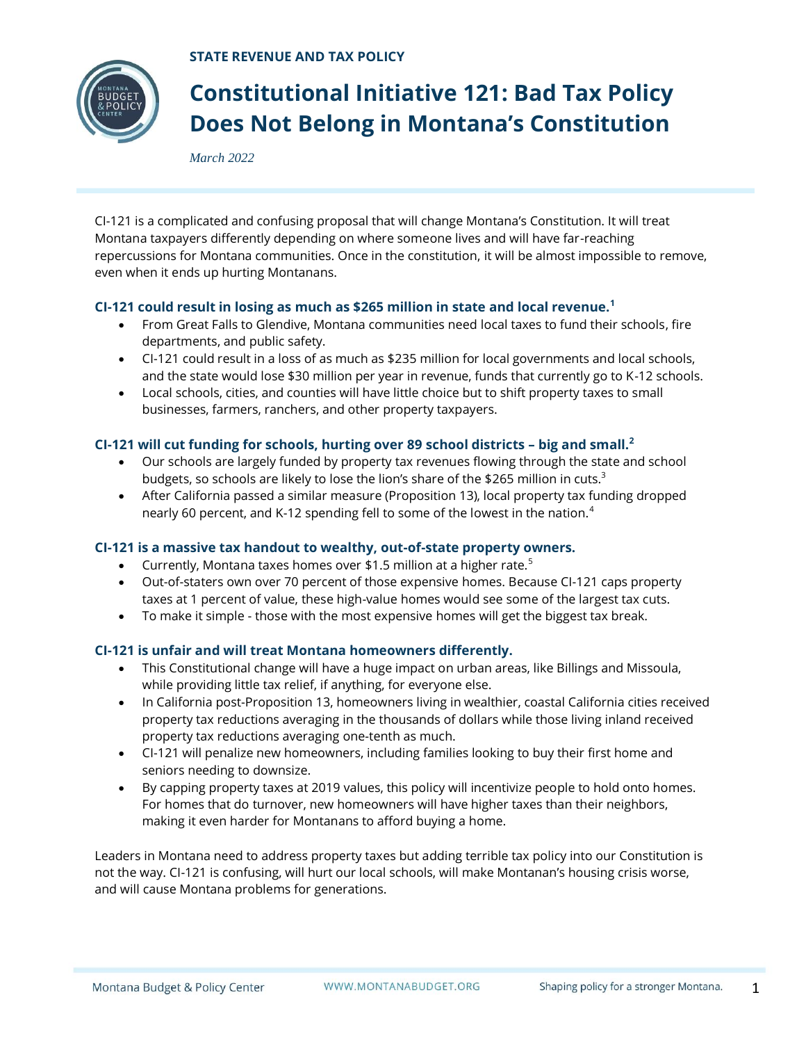**STATE REVENUE AND TAX POLICY**

# Constitutional Initiative 121: Bad Tax Policy Does Not Belong in Montana's Constitution

*March 2022*

CI-121 is a complicated and confusing proposal that will change Montana's Constitution. It will treat Montana taxpayers differently depending on where someone lives and will have far-reaching repercussions for Montana communities. Once in the constitution, it will be almost impossible to remove, even when it ends up hurting Montanans.

### CI-121 could result in losing as much as $265 million in state and local revenue.[1]

- From Great Falls to Glendive, Montana communities need local taxes to fund their schools, fire departments, and public safety.
- CI-121 could result in a loss of as much as $235 million for local governments and local schools, and the state would lose $30 million per year in revenue, funds that currently go to K-12 schools.
- Local schools, cities, and counties will have little choice but to shift property taxes to small businesses, farmers, ranchers, and other property taxpayers.

### CI-121 will cut funding for schools, hurting over 89 school districts – big and small.[2]

- Our schools are largely funded by property tax revenues flowing through the state and school budgets, so schools are likely to lose the lion's share of the $265 million in cuts.[3]
- After California passed a similar measure (Proposition 13), local property tax funding dropped nearly 60 percent, and K-12 spending fell to some of the lowest in the nation.[4]

### CI-121 is a massive tax handout to wealthy, out-of-state property owners.

- Currently, Montana taxes homes over $1.5 million at a higher rate.[5]
- Out-of-staters own over 70 percent of those expensive homes. Because CI-121 caps property taxes at 1 percent of value, these high-value homes would see some of the largest tax cuts.
- To make it simple - those with the most expensive homes will get the biggest tax break.

### CI-121 is unfair and will treat Montana homeowners differently.

- This Constitutional change will have a huge impact on urban areas, like Billings and Missoula, while providing little tax relief, if anything, for everyone else.
- In California post-Proposition 13, homeowners living in wealthier, coastal California cities received property tax reductions averaging in the thousands of dollars while those living inland received property tax reductions averaging one-tenth as much.
- CI-121 will penalize new homeowners, including families looking to buy their first home and seniors needing to downsize.
- By capping property taxes at 2019 values, this policy will incentivize people to hold onto homes. For homes that do turnover, new homeowners will have higher taxes than their neighbors, making it even harder for Montanans to afford buying a home.

Leaders in Montana need to address property taxes but adding terrible tax policy into our Constitution is not the way. CI-121 is confusing, will hurt our local schools, will make Montanan's housing crisis worse, and will cause Montana problems for generations.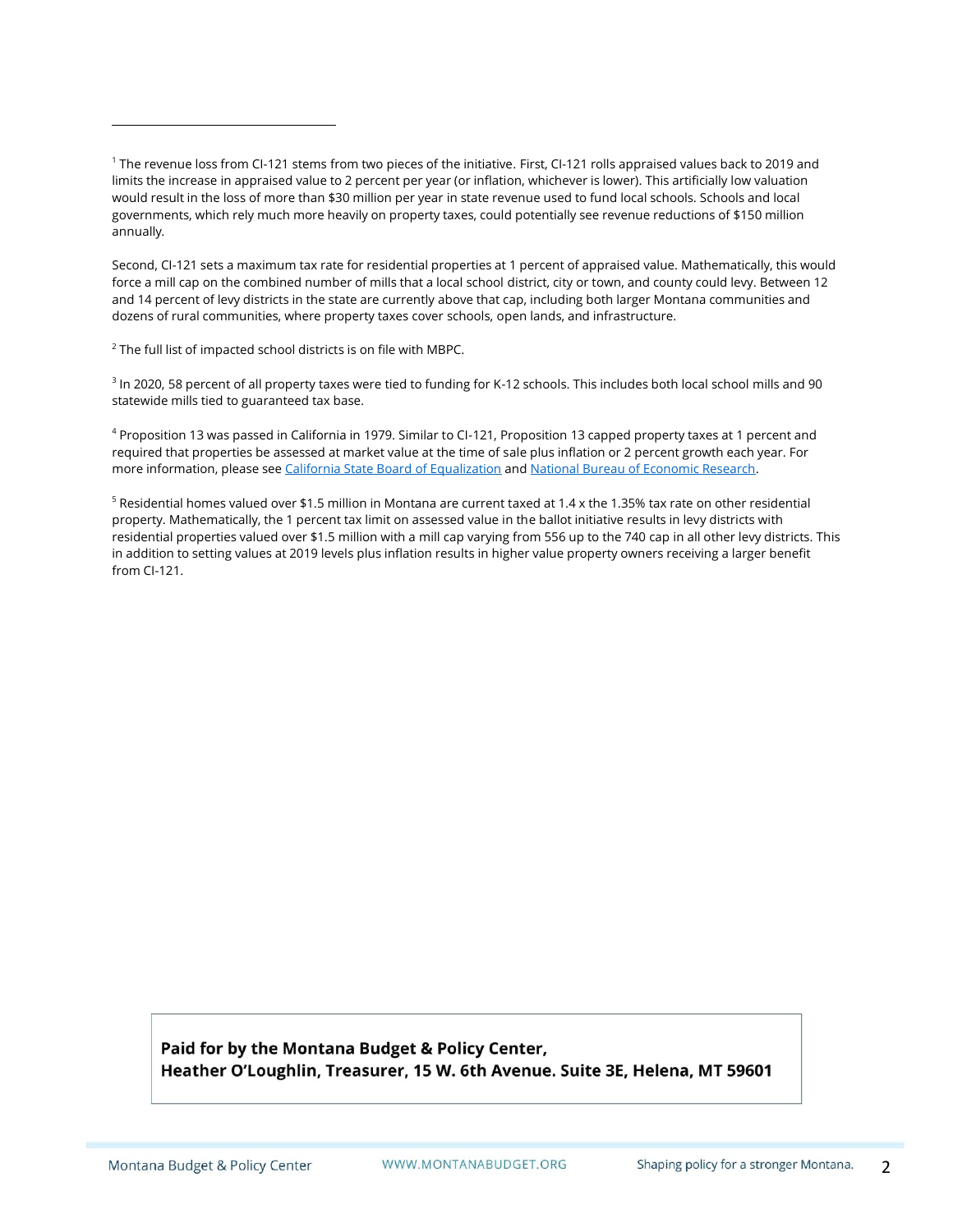[1] The revenue loss from CI-121 stems from two pieces of the initiative. First, CI-121 rolls appraised values back to 2019 and limits the increase in appraised value to 2 percent per year (or inflation, whichever is lower). This artificially low valuation would result in the loss of more than $30 million per year in state revenue used to fund local schools. Schools and local governments, which rely much more heavily on property taxes, could potentially see revenue reductions of $150 million annually.

Second, CI-121 sets a maximum tax rate for residential properties at 1 percent of appraised value. Mathematically, this would force a mill cap on the combined number of mills that a local school district, city or town, and county could levy. Between 12 and 14 percent of levy districts in the state are currently above that cap, including both larger Montana communities and dozens of rural communities, where property taxes cover schools, open lands, and infrastructure.

[2] The full list of impacted school districts is on file with MBPC.

[3] In 2020, 58 percent of all property taxes were tied to funding for K-12 schools. This includes both local school mills and 90 statewide mills tied to guaranteed tax base.

[4] Proposition 13 was passed in California in 1979. Similar to CI-121, Proposition 13 capped property taxes at 1 percent and required that properties be assessed at market value at the time of sale plus inflation or 2 percent growth each year. For more information, please see [California State Board of Equalization] and [National Bureau of Economic Research].

[5] Residential homes valued over $1.5 million in Montana are current taxed at 1.4 x the 1.35% tax rate on other residential property. Mathematically, the 1 percent tax limit on assessed value in the ballot initiative results in levy districts with residential properties valued over $1.5 million with a mill cap varying from 556 up to the 740 cap in all other levy districts. This in addition to setting values at 2019 levels plus inflation results in higher value property owners receiving a larger benefit from CI-121.

**Paid for by the Montana Budget & Policy Center,**
**Heather O'Loughlin, Treasurer, 15 W. 6th Avenue. Suite 3E, Helena, MT 59601**